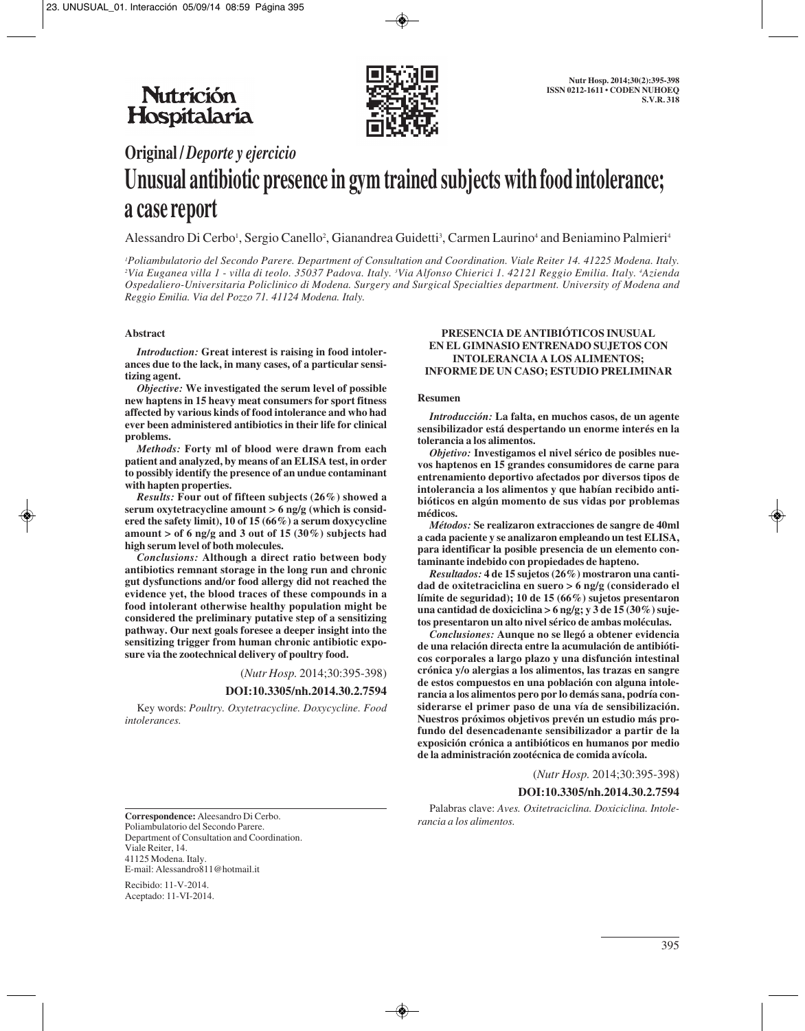## Original / *Deporte y ejercicio*

# Unusual antibiotic presence in gym trained subjects with food intolerance; a case report

Alessandro Di Cerbo[1], Sergio Canello[2], Gianandrea Guidetti[3], Carmen Laurino[4] and Beniamino Palmieri[4]

[1]*Poliambulatorio del Secondo Parere. Department of Consultation and Coordination. Viale Reiter 14. 41225 Modena. Italy.* [2]*Via Euganea villa 1 - villa di teolo. 35037 Padova. Italy.* [3]*Via Alfonso Chierici 1. 42121 Reggio Emilia. Italy.* [4]*Azienda Ospedaliero-Universitaria Policlinico di Modena. Surgery and Surgical Specialties department. University of Modena and Reggio Emilia. Via del Pozzo 71. 41124 Modena. Italy.*

### Abstract

*Introduction:* **Great interest is raising in food intolerances due to the lack, in many cases, of a particular sensitizing agent.**

*Objective:* **We investigated the serum level of possible new haptens in 15 heavy meat consumers for sport fitness affected by various kinds of food intolerance and who had ever been administered antibiotics in their life for clinical problems.**

*Methods:* **Forty ml of blood were drawn from each patient and analyzed, by means of an ELISA test, in order to possibly identify the presence of an undue contaminant with hapten properties.**

*Results:* **Four out of fifteen subjects (26%) showed a serum oxytetracycline amount > 6 ng/g (which is considered the safety limit), 10 of 15 (66%) a serum doxycycline amount > of 6 ng/g and 3 out of 15 (30%) subjects had high serum level of both molecules.**

*Conclusions:* **Although a direct ratio between body antibiotics remnant storage in the long run and chronic gut dysfunctions and/or food allergy did not reached the evidence yet, the blood traces of these compounds in a food intolerant otherwise healthy population might be considered the preliminary putative step of a sensitizing pathway. Our next goals foresee a deeper insight into the sensitizing trigger from human chronic antibiotic exposure via the zootechnical delivery of poultry food.**

(*Nutr Hosp.* 2014;30:395-398)

**DOI:10.3305/nh.2014.30.2.7594**

Key words: *Poultry. Oxytetracycline. Doxycycline. Food intolerances.*

### PRESENCIA DE ANTIBIÓTICOS INUSUAL EN EL GIMNASIO ENTRENADO SUJETOS CON INTOLERANCIA A LOS ALIMENTOS; INFORME DE UN CASO; ESTUDIO PRELIMINAR

### Resumen

*Introducción:* **La falta, en muchos casos, de un agente sensibilizador está despertando un enorme interés en la tolerancia a los alimentos.**

*Objetivo:* **Investigamos el nivel sérico de posibles nuevos haptenos en 15 grandes consumidores de carne para entrenamiento deportivo afectados por diversos tipos de intolerancia a los alimentos y que habían recibido antibióticos en algún momento de sus vidas por problemas médicos.**

*Métodos:* **Se realizaron extracciones de sangre de 40ml a cada paciente y se analizaron empleando un test ELISA, para identificar la posible presencia de un elemento contaminante indebido con propiedades de hapteno.**

*Resultados:* **4 de 15 sujetos (26%) mostraron una cantidad de oxitetraciclina en suero > 6 ng/g (considerado el límite de seguridad); 10 de 15 (66%) sujetos presentaron una cantidad de doxiciclina > 6 ng/g; y 3 de 15 (30%) sujetos presentaron un alto nivel sérico de ambas moléculas.**

*Conclusiones:* **Aunque no se llegó a obtener evidencia de una relación directa entre la acumulación de antibióticos corporales a largo plazo y una disfunción intestinal crónica y/o alergias a los alimentos, las trazas en sangre de estos compuestos en una población con alguna intolerancia a los alimentos pero por lo demás sana, podría considerarse el primer paso de una vía de sensibilización. Nuestros próximos objetivos prevén un estudio más profundo del desencadenante sensibilizador a partir de la exposición crónica a antibióticos en humanos por medio de la administración zootécnica de comida avícola.**

(*Nutr Hosp.* 2014;30:395-398)

**DOI:10.3305/nh.2014.30.2.7594**

Palabras clave: *Aves. Oxitetraciclina. Doxiciclina. Intolerancia a los alimentos.*

---

**Correspondence:** Aleesandro Di Cerbo.
Poliambulatorio del Secondo Parere.
Department of Consultation and Coordination.
Viale Reiter, 14.
41125 Modena. Italy.
E-mail: Alessandro811@hotmail.it

Recibido: 11-V-2014.
Aceptado: 11-VI-2014.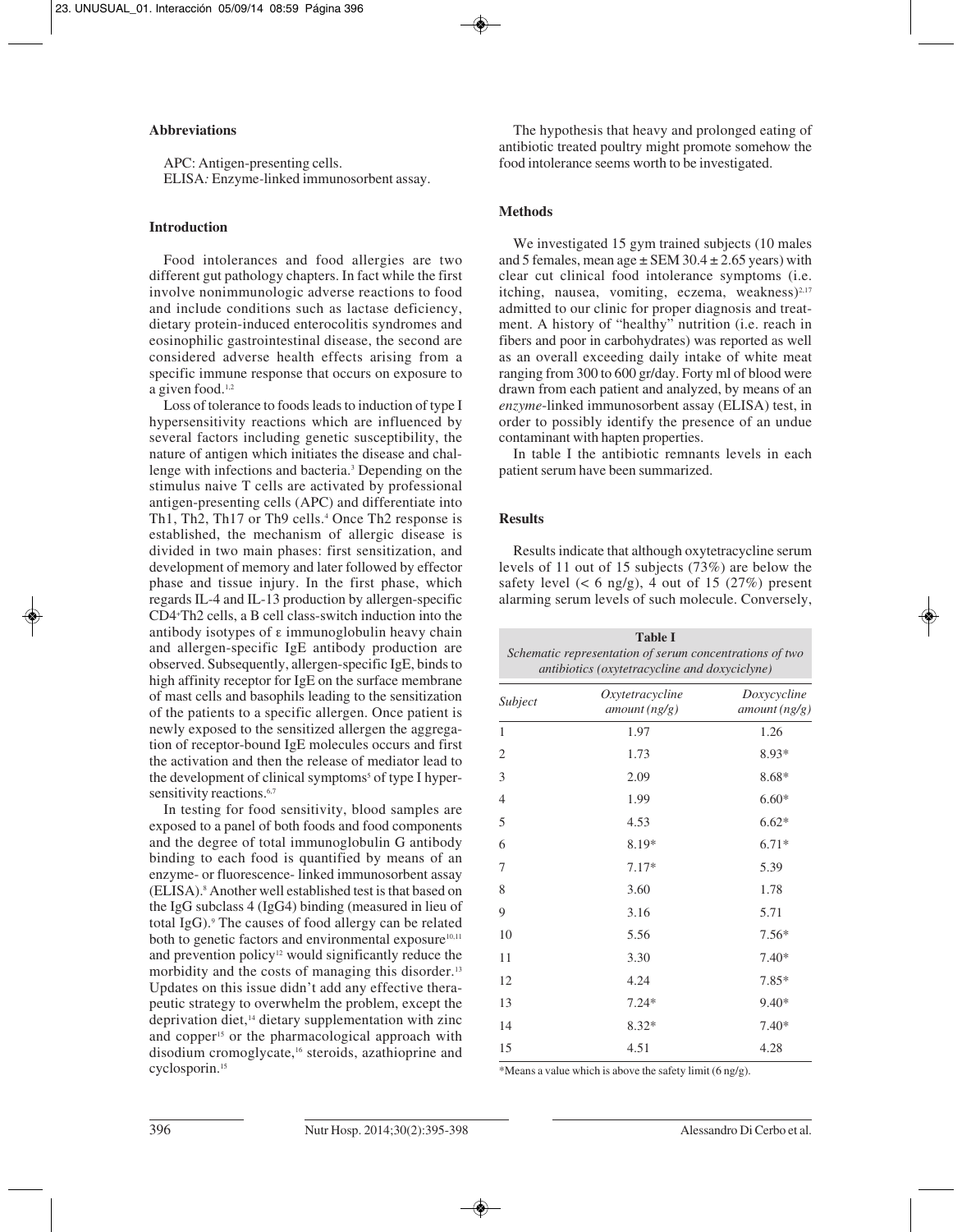## Abbreviations

APC: Antigen-presenting cells.
ELISA*:* Enzyme-linked immunosorbent assay.

## Introduction

Food intolerances and food allergies are two different gut pathology chapters. In fact while the first involve nonimmunologic adverse reactions to food and include conditions such as lactase deficiency, dietary protein-induced enterocolitis syndromes and eosinophilic gastrointestinal disease, the second are considered adverse health effects arising from a specific immune response that occurs on exposure to a given food.[1,2]

Loss of tolerance to foods leads to induction of type I hypersensitivity reactions which are influenced by several factors including genetic susceptibility, the nature of antigen which initiates the disease and challenge with infections and bacteria.[3] Depending on the stimulus naive T cells are activated by professional antigen-presenting cells (APC) and differentiate into Th1, Th2, Th17 or Th9 cells.[4] Once Th2 response is established, the mechanism of allergic disease is divided in two main phases: first sensitization, and development of memory and later followed by effector phase and tissue injury. In the first phase, which regards IL-4 and IL-13 production by allergen-specific $CD4^{+}$Th2 cells, a B cell class-switch induction into the antibody isotypes of ε immunoglobulin heavy chain and allergen-specific IgE antibody production are observed. Subsequently, allergen-specific IgE, binds to high affinity receptor for IgE on the surface membrane of mast cells and basophils leading to the sensitization of the patients to a specific allergen. Once patient is newly exposed to the sensitized allergen the aggregation of receptor-bound IgE molecules occurs and first the activation and then the release of mediator lead to the development of clinical symptoms[5] of type I hypersensitivity reactions.[6,7]

In testing for food sensitivity, blood samples are exposed to a panel of both foods and food components and the degree of total immunoglobulin G antibody binding to each food is quantified by means of an enzyme- or fluorescence- linked immunosorbent assay (ELISA).[8] Another well established test is that based on the IgG subclass 4 (IgG4) binding (measured in lieu of total IgG).[9] The causes of food allergy can be related both to genetic factors and environmental exposure[10,11] and prevention policy[12] would significantly reduce the morbidity and the costs of managing this disorder.[13] Updates on this issue didn't add any effective therapeutic strategy to overwhelm the problem, except the deprivation diet,[14] dietary supplementation with zinc and copper[15] or the pharmacological approach with disodium cromoglycate,[16] steroids, azathioprine and cyclosporin.[15]

The hypothesis that heavy and prolonged eating of antibiotic treated poultry might promote somehow the food intolerance seems worth to be investigated.

## Methods

We investigated 15 gym trained subjects (10 males and 5 females, mean age ± SEM 30.4 ± 2.65 years) with clear cut clinical food intolerance symptoms (i.e. itching, nausea, vomiting, eczema, weakness)[2,17] admitted to our clinic for proper diagnosis and treatment. A history of "healthy" nutrition (i.e. reach in fibers and poor in carbohydrates) was reported as well as an overall exceeding daily intake of white meat ranging from 300 to 600 gr/day. Forty ml of blood were drawn from each patient and analyzed, by means of an *enzyme*-linked immunosorbent assay (ELISA) test, in order to possibly identify the presence of an undue contaminant with hapten properties.

In table I the antibiotic remnants levels in each patient serum have been summarized.

## Results

Results indicate that although oxytetracycline serum levels of 11 out of 15 subjects (73%) are below the safety level (< 6 ng/g), 4 out of 15 (27%) present alarming serum levels of such molecule. Conversely,

**Table I**
*Schematic representation of serum concentrations of two antibiotics (oxytetracycline and doxyciclyne)*

| *Subject* | *Oxytetracycline amount (ng/g)* | *Doxycycline amount (ng/g)* |
|---|---|---|
| 1 | 1.97 | 1.26 |
| 2 | 1.73 | 8.93* |
| 3 | 2.09 | 8.68* |
| 4 | 1.99 | 6.60* |
| 5 | 4.53 | 6.62* |
| 6 | 8.19* | 6.71* |
| 7 | 7.17* | 5.39 |
| 8 | 3.60 | 1.78 |
| 9 | 3.16 | 5.71 |
| 10 | 5.56 | 7.56* |
| 11 | 3.30 | 7.40* |
| 12 | 4.24 | 7.85* |
| 13 | 7.24* | 9.40* |
| 14 | 8.32* | 7.40* |
| 15 | 4.51 | 4.28 |

*Means a value which is above the safety limit (6 ng/g).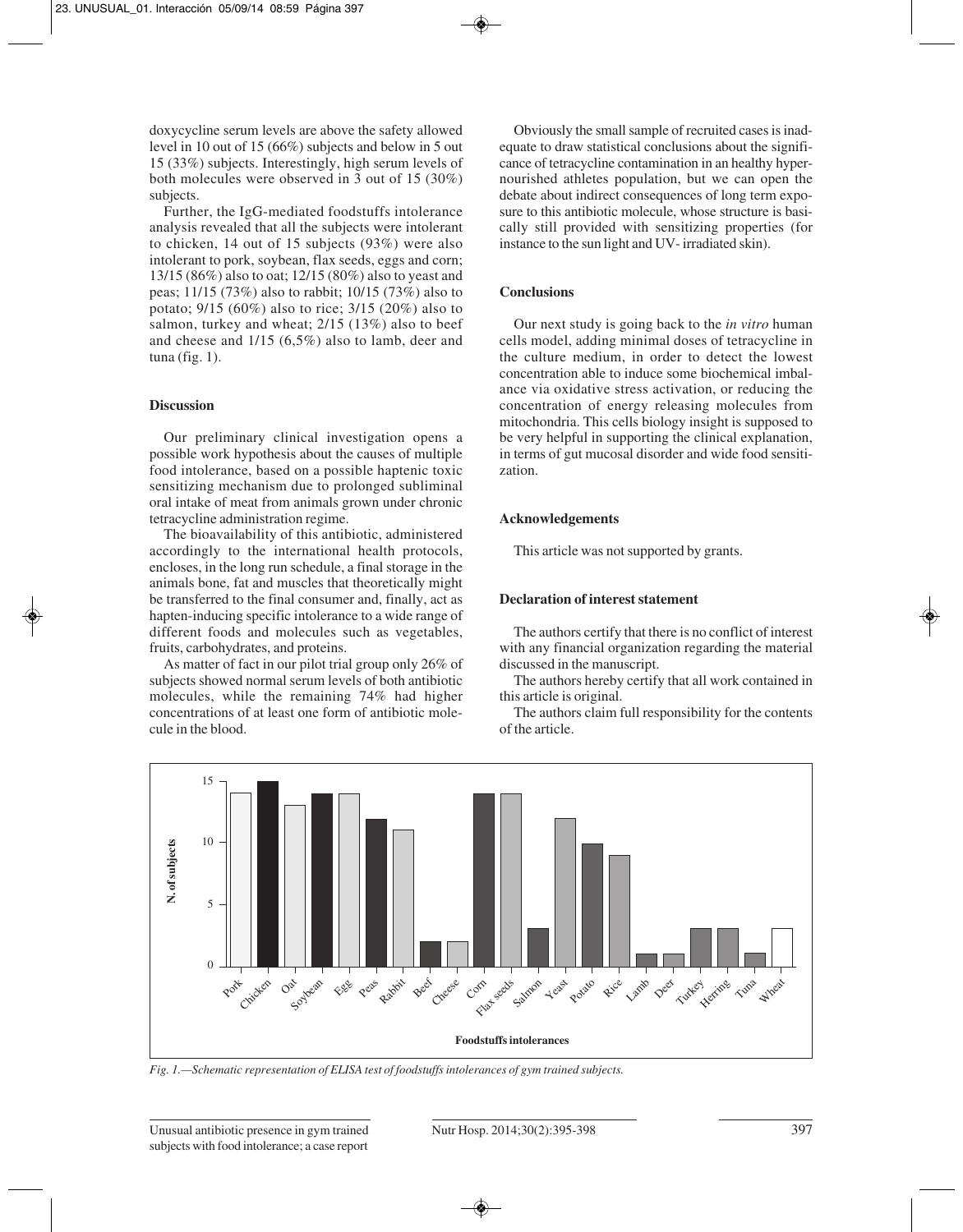doxycycline serum levels are above the safety allowed level in 10 out of 15 (66%) subjects and below in 5 out 15 (33%) subjects. Interestingly, high serum levels of both molecules were observed in 3 out of 15 (30%) subjects.

Further, the IgG-mediated foodstuffs intolerance analysis revealed that all the subjects were intolerant to chicken, 14 out of 15 subjects (93%) were also intolerant to pork, soybean, flax seeds, eggs and corn; 13/15 (86%) also to oat; 12/15 (80%) also to yeast and peas; 11/15 (73%) also to rabbit; 10/15 (73%) also to potato; 9/15 (60%) also to rice; 3/15 (20%) also to salmon, turkey and wheat; 2/15 (13%) also to beef and cheese and 1/15 (6,5%) also to lamb, deer and tuna (fig. 1).

## Discussion

Our preliminary clinical investigation opens a possible work hypothesis about the causes of multiple food intolerance, based on a possible haptenic toxic sensitizing mechanism due to prolonged subliminal oral intake of meat from animals grown under chronic tetracycline administration regime.

The bioavailability of this antibiotic, administered accordingly to the international health protocols, encloses, in the long run schedule, a final storage in the animals bone, fat and muscles that theoretically might be transferred to the final consumer and, finally, act as hapten-inducing specific intolerance to a wide range of different foods and molecules such as vegetables, fruits, carbohydrates, and proteins.

As matter of fact in our pilot trial group only 26% of subjects showed normal serum levels of both antibiotic molecules, while the remaining 74% had higher concentrations of at least one form of antibiotic molecule in the blood.

Obviously the small sample of recruited cases is inadequate to draw statistical conclusions about the significance of tetracycline contamination in an healthy hypernourished athletes population, but we can open the debate about indirect consequences of long term exposure to this antibiotic molecule, whose structure is basically still provided with sensitizing properties (for instance to the sun light and UV- irradiated skin).

## Conclusions

Our next study is going back to the *in vitro* human cells model, adding minimal doses of tetracycline in the culture medium, in order to detect the lowest concentration able to induce some biochemical imbalance via oxidative stress activation, or reducing the concentration of energy releasing molecules from mitochondria. This cells biology insight is supposed to be very helpful in supporting the clinical explanation, in terms of gut mucosal disorder and wide food sensitization.

## Acknowledgements

This article was not supported by grants.

## Declaration of interest statement

The authors certify that there is no conflict of interest with any financial organization regarding the material discussed in the manuscript.

The authors hereby certify that all work contained in this article is original.

The authors claim full responsibility for the contents of the article.

*Fig. 1.—Schematic representation of ELISA test of foodstuffs intolerances of gym trained subjects.*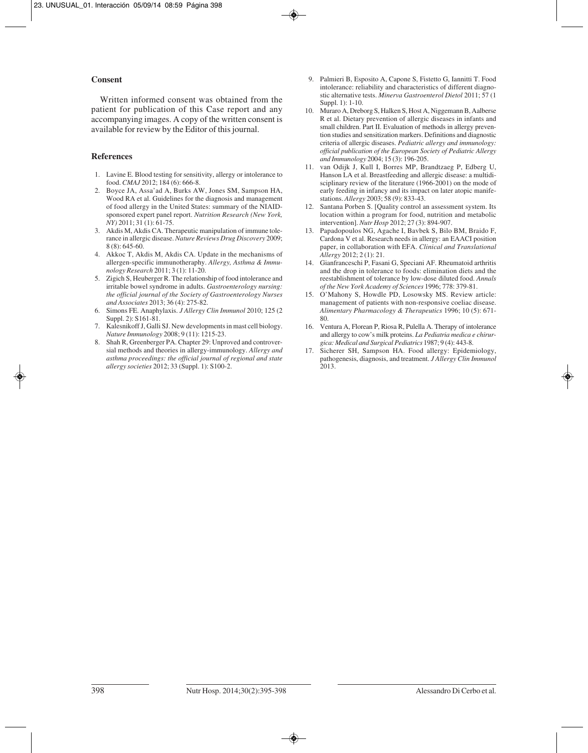## Consent

Written informed consent was obtained from the patient for publication of this Case report and any accompanying images. A copy of the written consent is available for review by the Editor of this journal.

## References

1. Lavine E. Blood testing for sensitivity, allergy or intolerance to food. *CMAJ* 2012; 184 (6): 666-8.
2. Boyce JA, Assa'ad A, Burks AW, Jones SM, Sampson HA, Wood RA et al. Guidelines for the diagnosis and management of food allergy in the United States: summary of the NIAID-sponsored expert panel report. *Nutrition Research (New York, NY)* 2011; 31 (1): 61-75.
3. Akdis M, Akdis CA. Therapeutic manipulation of immune tolerance in allergic disease. *Nature Reviews Drug Discovery* 2009; 8 (8): 645-60.
4. Akkoc T, Akdis M, Akdis CA. Update in the mechanisms of allergen-specific immunotheraphy. *Allergy, Asthma & Immunology Research* 2011; 3 (1): 11-20.
5. Zigich S, Heuberger R. The relationship of food intolerance and irritable bowel syndrome in adults. *Gastroenterology nursing: the official journal of the Society of Gastroenterology Nurses and Associates* 2013; 36 (4): 275-82.
6. Simons FE. Anaphylaxis. *J Allergy Clin Immunol* 2010; 125 (2 Suppl. 2): S161-81.
7. Kalesnikoff J, Galli SJ. New developments in mast cell biology. *Nature Immunology* 2008; 9 (11): 1215-23.
8. Shah R, Greenberger PA. Chapter 29: Unproved and controversial methods and theories in allergy-immunology. *Allergy and asthma proceedings: the official journal of regional and state allergy societies* 2012; 33 (Suppl. 1): S100-2.
9. Palmieri B, Esposito A, Capone S, Fistetto G, Iannitti T. Food intolerance: reliability and characteristics of different diagnostic alternative tests. *Minerva Gastroenterol Dietol* 2011; 57 (1 Suppl. 1): 1-10.
10. Muraro A, Dreborg S, Halken S, Host A, Niggemann B, Aalberse R et al. Dietary prevention of allergic diseases in infants and small children. Part II. Evaluation of methods in allergy prevention studies and sensitization markers. Definitions and diagnostic criteria of allergic diseases. *Pediatric allergy and immunology: official publication of the European Society of Pediatric Allergy and Immunology* 2004; 15 (3): 196-205.
11. van Odijk J, Kull I, Borres MP, Brandtzaeg P, Edberg U, Hanson LA et al. Breastfeeding and allergic disease: a multidisciplinary review of the literature (1966-2001) on the mode of early feeding in infancy and its impact on later atopic manifestations. *Allergy* 2003; 58 (9): 833-43.
12. Santana Porben S. [Quality control an assessment system. Its location within a program for food, nutrition and metabolic intervention]. *Nutr Hosp* 2012; 27 (3): 894-907.
13. Papadopoulos NG, Agache I, Bavbek S, Bilo BM, Braido F, Cardona V et al. Research needs in allergy: an EAACI position paper, in collaboration with EFA. *Clinical and Translational Allergy* 2012; 2 (1): 21.
14. Gianfranceschi P, Fasani G, Speciani AF. Rheumatoid arthritis and the drop in tolerance to foods: elimination diets and the reestablishment of tolerance by low-dose diluted food. *Annals of the New York Academy of Sciences* 1996; 778: 379-81.
15. O'Mahony S, Howdle PD, Losowsky MS. Review article: management of patients with non-responsive coeliac disease. *Alimentary Pharmacology & Therapeutics* 1996; 10 (5): 671-80.
16. Ventura A, Florean P, Riosa R, Pulella A. Therapy of intolerance and allergy to cow's milk proteins. *La Pediatria medica e chirurgica: Medical and Surgical Pediatrics* 1987; 9 (4): 443-8.
17. Sicherer SH, Sampson HA. Food allergy: Epidemiology, pathogenesis, diagnosis, and treatment. *J Allergy Clin Immunol* 2013.